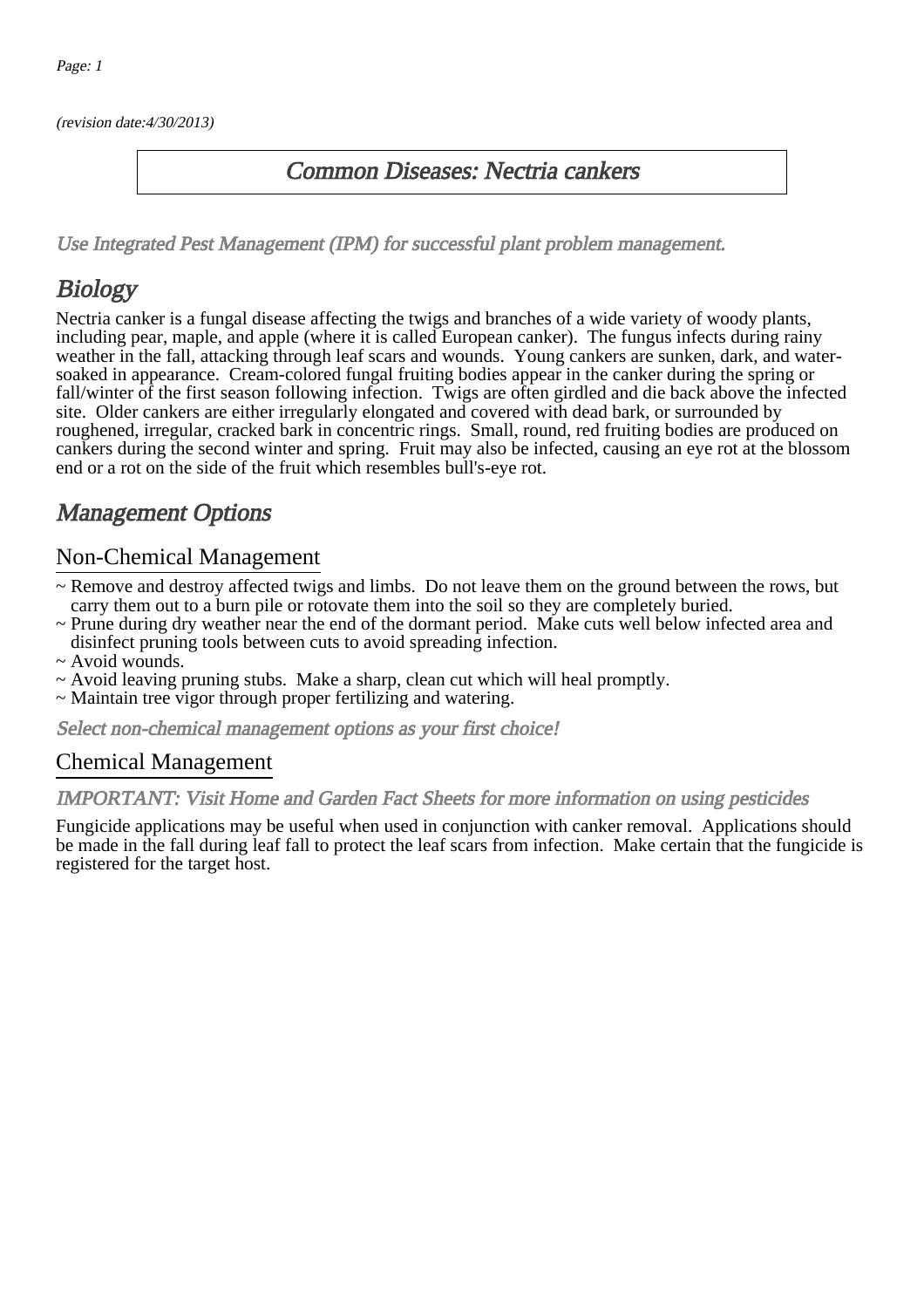(revision date:4/30/2013)

# Common Diseases: Nectria cankers

*Use Integrated Pest Management (IPM) for successful plant problem management.*

## Biology

Nectria canker is a fungal disease affecting the twigs and branches of a wide variety of woody plants, including pear, maple, and apple (where it is called European canker). The fungus infects during rainy weather in the fall, attacking through leaf scars and wounds. Young cankers are sunken, dark, and water-soaked in appearance. Cream-colored fungal fruiting bodies appear in the canker during the spring or fall/winter of the first season following infection. Twigs are often girdled and die back above the infected site. Older cankers are either irregularly elongated and covered with dead bark, or surrounded by roughened, irregular, cracked bark in concentric rings. Small, round, red fruiting bodies are produced on cankers during the second winter and spring. Fruit may also be infected, causing an eye rot at the blossom end or a rot on the side of the fruit which resembles bull's-eye rot.

## Management Options

### Non-Chemical Management

- ~ Remove and destroy affected twigs and limbs. Do not leave them on the ground between the rows, but carry them out to a burn pile or rotovate them into the soil so they are completely buried.
- ~ Prune during dry weather near the end of the dormant period. Make cuts well below infected area and disinfect pruning tools between cuts to avoid spreading infection.
- ~ Avoid wounds.
- ~ Avoid leaving pruning stubs. Make a sharp, clean cut which will heal promptly.
- ~ Maintain tree vigor through proper fertilizing and watering.

*Select non-chemical management options as your first choice!*

### Chemical Management

*IMPORTANT: Visit Home and Garden Fact Sheets for more information on using pesticides*

Fungicide applications may be useful when used in conjunction with canker removal. Applications should be made in the fall during leaf fall to protect the leaf scars from infection. Make certain that the fungicide is registered for the target host.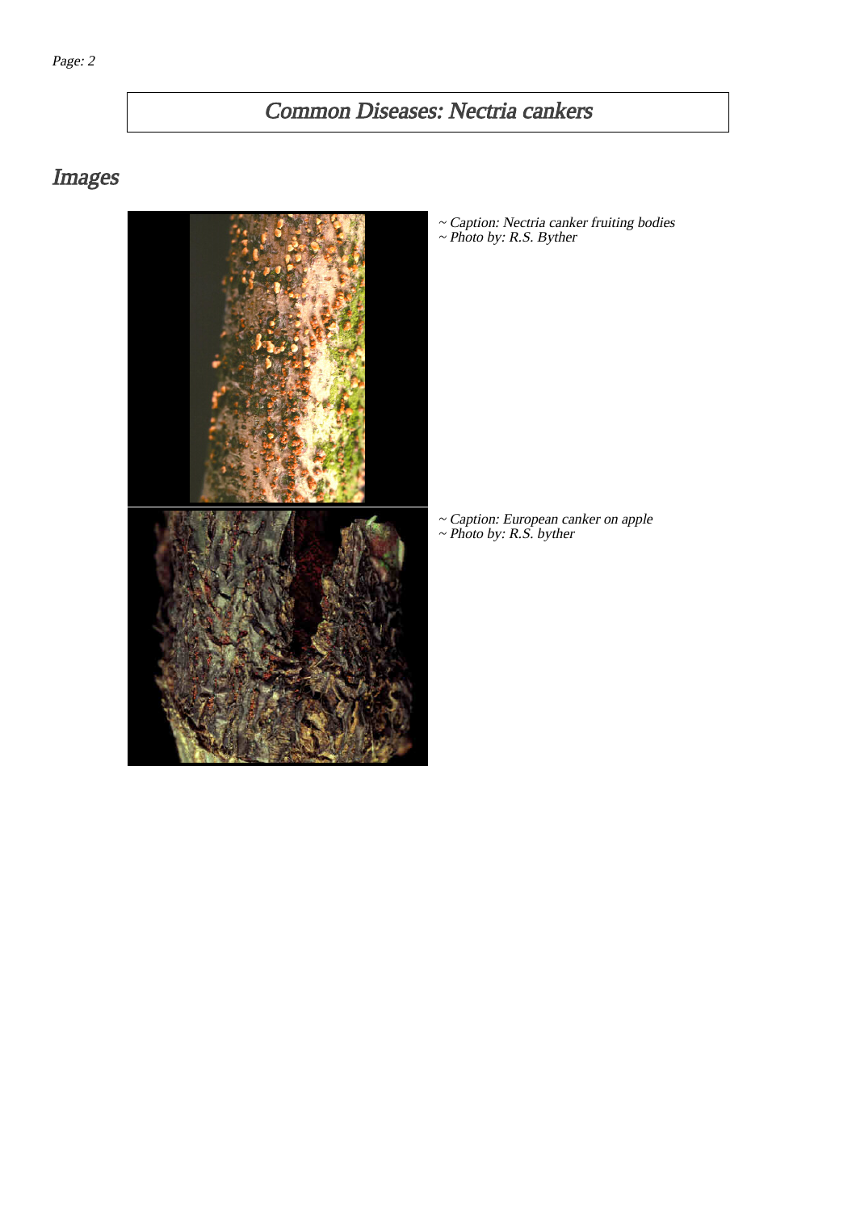# Common Diseases: Nectria cankers

## Images

~ Caption: Nectria canker fruiting bodies
~ Photo by: R.S. Byther

~ Caption: European canker on apple
~ Photo by: R.S. byther